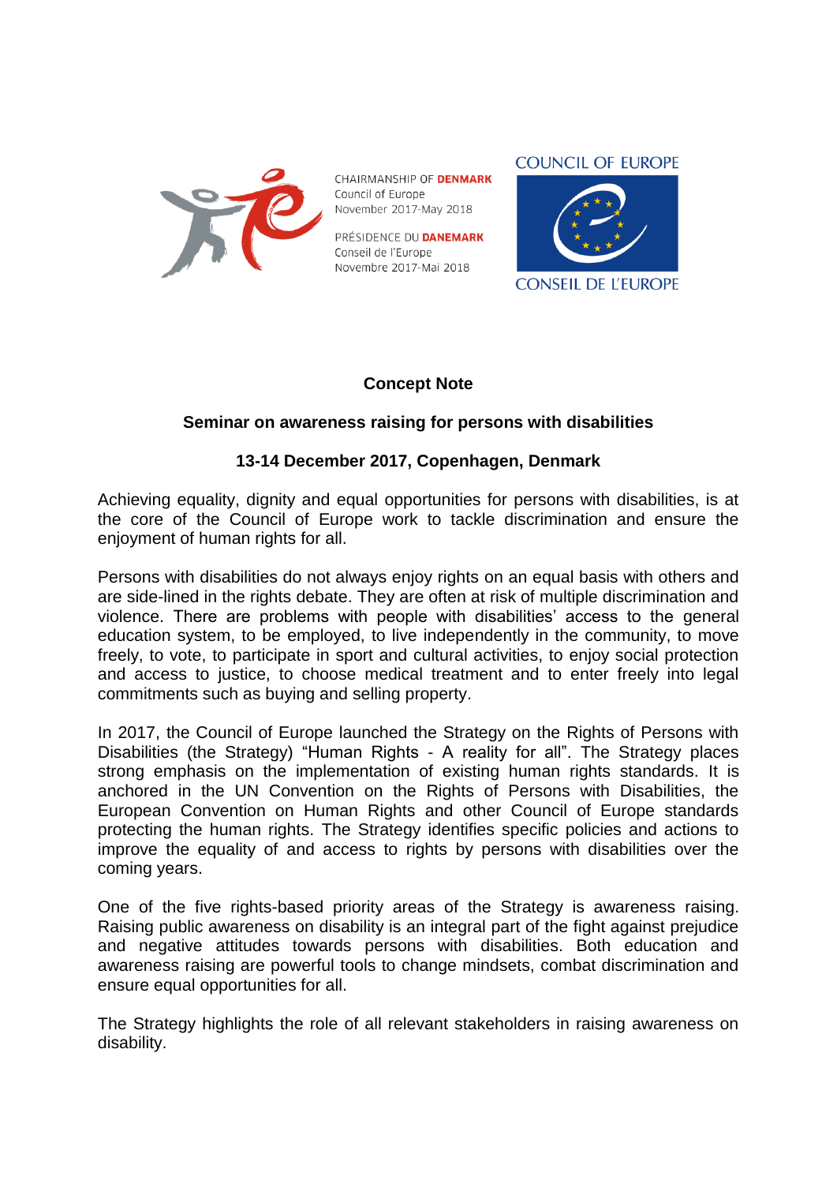CHAIRMANSHIP OF **DENMARK**
Council of Europe
November 2017-May 2018

PRÉSIDENCE DU **DANEMARK**
Conseil de l'Europe
Novembre 2017-Mai 2018

COUNCIL OF EUROPE
CONSEIL DE L'EUROPE

# Concept Note

## Seminar on awareness raising for persons with disabilities

## 13-14 December 2017, Copenhagen, Denmark

Achieving equality, dignity and equal opportunities for persons with disabilities, is at the core of the Council of Europe work to tackle discrimination and ensure the enjoyment of human rights for all.

Persons with disabilities do not always enjoy rights on an equal basis with others and are side-lined in the rights debate. They are often at risk of multiple discrimination and violence. There are problems with people with disabilities' access to the general education system, to be employed, to live independently in the community, to move freely, to vote, to participate in sport and cultural activities, to enjoy social protection and access to justice, to choose medical treatment and to enter freely into legal commitments such as buying and selling property.

In 2017, the Council of Europe launched the Strategy on the Rights of Persons with Disabilities (the Strategy) "Human Rights - A reality for all". The Strategy places strong emphasis on the implementation of existing human rights standards. It is anchored in the UN Convention on the Rights of Persons with Disabilities, the European Convention on Human Rights and other Council of Europe standards protecting the human rights. The Strategy identifies specific policies and actions to improve the equality of and access to rights by persons with disabilities over the coming years.

One of the five rights-based priority areas of the Strategy is awareness raising. Raising public awareness on disability is an integral part of the fight against prejudice and negative attitudes towards persons with disabilities. Both education and awareness raising are powerful tools to change mindsets, combat discrimination and ensure equal opportunities for all.

The Strategy highlights the role of all relevant stakeholders in raising awareness on disability.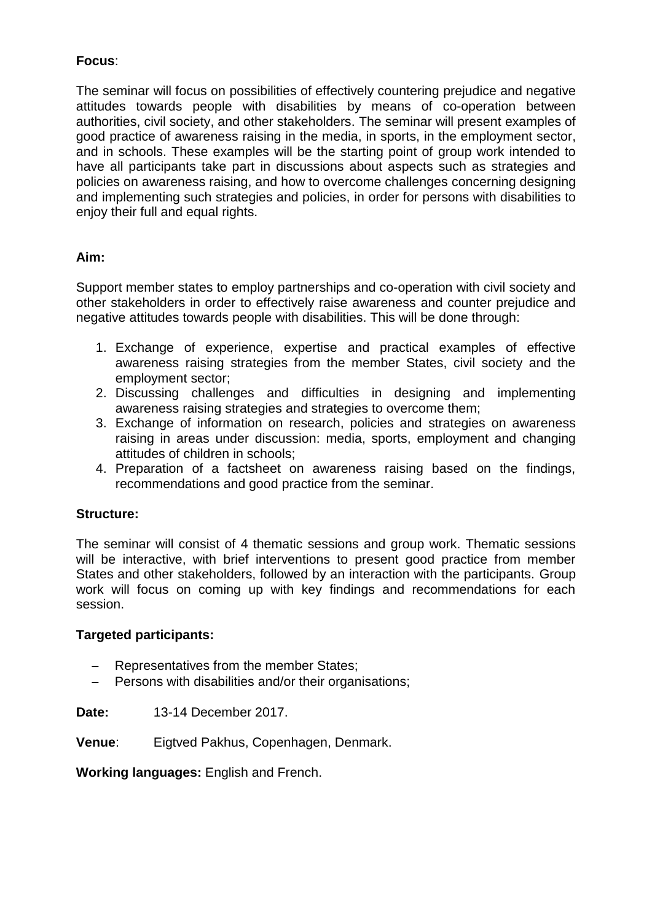**Focus**:

The seminar will focus on possibilities of effectively countering prejudice and negative attitudes towards people with disabilities by means of co-operation between authorities, civil society, and other stakeholders. The seminar will present examples of good practice of awareness raising in the media, in sports, in the employment sector, and in schools. These examples will be the starting point of group work intended to have all participants take part in discussions about aspects such as strategies and policies on awareness raising, and how to overcome challenges concerning designing and implementing such strategies and policies, in order for persons with disabilities to enjoy their full and equal rights.

**Aim:**

Support member states to employ partnerships and co-operation with civil society and other stakeholders in order to effectively raise awareness and counter prejudice and negative attitudes towards people with disabilities. This will be done through:

1. Exchange of experience, expertise and practical examples of effective awareness raising strategies from the member States, civil society and the employment sector;
2. Discussing challenges and difficulties in designing and implementing awareness raising strategies and strategies to overcome them;
3. Exchange of information on research, policies and strategies on awareness raising in areas under discussion: media, sports, employment and changing attitudes of children in schools;
4. Preparation of a factsheet on awareness raising based on the findings, recommendations and good practice from the seminar.

**Structure:**

The seminar will consist of 4 thematic sessions and group work. Thematic sessions will be interactive, with brief interventions to present good practice from member States and other stakeholders, followed by an interaction with the participants. Group work will focus on coming up with key findings and recommendations for each session.

**Targeted participants:**

- Representatives from the member States;
- Persons with disabilities and/or their organisations;

**Date:** 13-14 December 2017.

**Venue**: Eigtved Pakhus, Copenhagen, Denmark.

**Working languages:** English and French.